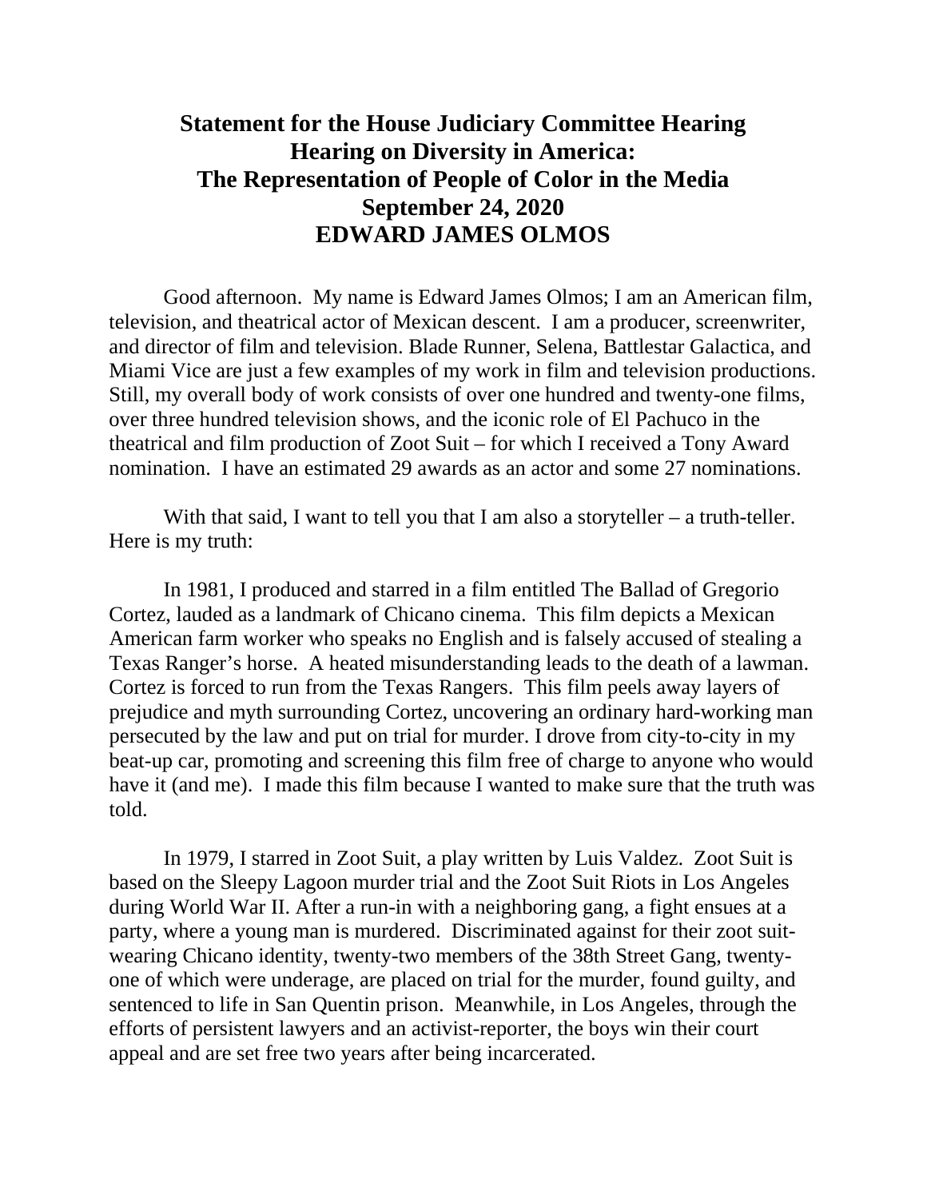# Statement for the House Judiciary Committee Hearing
# Hearing on Diversity in America: The Representation of People of Color in the Media
# September 24, 2020
# EDWARD JAMES OLMOS

Good afternoon. My name is Edward James Olmos; I am an American film, television, and theatrical actor of Mexican descent. I am a producer, screenwriter, and director of film and television. Blade Runner, Selena, Battlestar Galactica, and Miami Vice are just a few examples of my work in film and television productions. Still, my overall body of work consists of over one hundred and twenty-one films, over three hundred television shows, and the iconic role of El Pachuco in the theatrical and film production of Zoot Suit – for which I received a Tony Award nomination. I have an estimated 29 awards as an actor and some 27 nominations.

With that said, I want to tell you that I am also a storyteller – a truth-teller. Here is my truth:

In 1981, I produced and starred in a film entitled The Ballad of Gregorio Cortez, lauded as a landmark of Chicano cinema. This film depicts a Mexican American farm worker who speaks no English and is falsely accused of stealing a Texas Ranger's horse. A heated misunderstanding leads to the death of a lawman. Cortez is forced to run from the Texas Rangers. This film peels away layers of prejudice and myth surrounding Cortez, uncovering an ordinary hard-working man persecuted by the law and put on trial for murder. I drove from city-to-city in my beat-up car, promoting and screening this film free of charge to anyone who would have it (and me). I made this film because I wanted to make sure that the truth was told.

In 1979, I starred in Zoot Suit, a play written by Luis Valdez. Zoot Suit is based on the Sleepy Lagoon murder trial and the Zoot Suit Riots in Los Angeles during World War II. After a run-in with a neighboring gang, a fight ensues at a party, where a young man is murdered. Discriminated against for their zoot suit-wearing Chicano identity, twenty-two members of the 38th Street Gang, twenty-one of which were underage, are placed on trial for the murder, found guilty, and sentenced to life in San Quentin prison. Meanwhile, in Los Angeles, through the efforts of persistent lawyers and an activist-reporter, the boys win their court appeal and are set free two years after being incarcerated.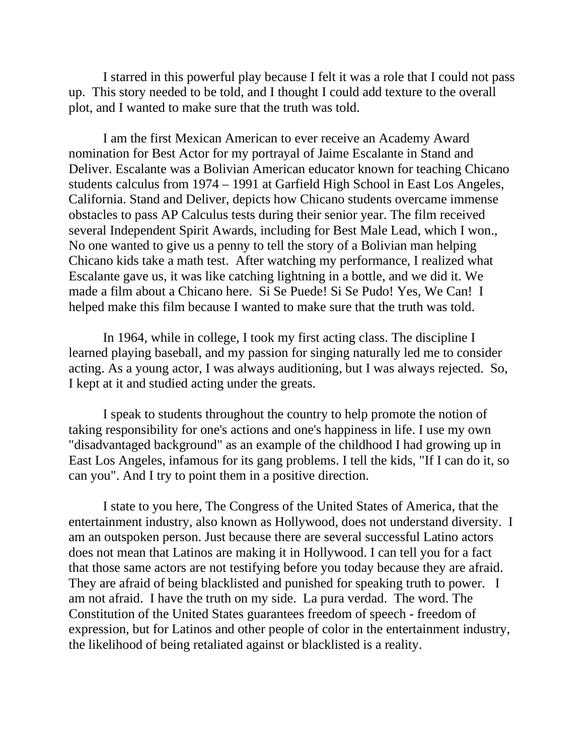I starred in this powerful play because I felt it was a role that I could not pass up. This story needed to be told, and I thought I could add texture to the overall plot, and I wanted to make sure that the truth was told.

I am the first Mexican American to ever receive an Academy Award nomination for Best Actor for my portrayal of Jaime Escalante in Stand and Deliver. Escalante was a Bolivian American educator known for teaching Chicano students calculus from 1974 – 1991 at Garfield High School in East Los Angeles, California. Stand and Deliver, depicts how Chicano students overcame immense obstacles to pass AP Calculus tests during their senior year. The film received several Independent Spirit Awards, including for Best Male Lead, which I won., No one wanted to give us a penny to tell the story of a Bolivian man helping Chicano kids take a math test. After watching my performance, I realized what Escalante gave us, it was like catching lightning in a bottle, and we did it. We made a film about a Chicano here. Si Se Puede! Si Se Pudo! Yes, We Can! I helped make this film because I wanted to make sure that the truth was told.

In 1964, while in college, I took my first acting class. The discipline I learned playing baseball, and my passion for singing naturally led me to consider acting. As a young actor, I was always auditioning, but I was always rejected. So, I kept at it and studied acting under the greats.

I speak to students throughout the country to help promote the notion of taking responsibility for one's actions and one's happiness in life. I use my own "disadvantaged background" as an example of the childhood I had growing up in East Los Angeles, infamous for its gang problems. I tell the kids, "If I can do it, so can you". And I try to point them in a positive direction.

I state to you here, The Congress of the United States of America, that the entertainment industry, also known as Hollywood, does not understand diversity. I am an outspoken person. Just because there are several successful Latino actors does not mean that Latinos are making it in Hollywood. I can tell you for a fact that those same actors are not testifying before you today because they are afraid. They are afraid of being blacklisted and punished for speaking truth to power. I am not afraid. I have the truth on my side. La pura verdad. The word. The Constitution of the United States guarantees freedom of speech - freedom of expression, but for Latinos and other people of color in the entertainment industry, the likelihood of being retaliated against or blacklisted is a reality.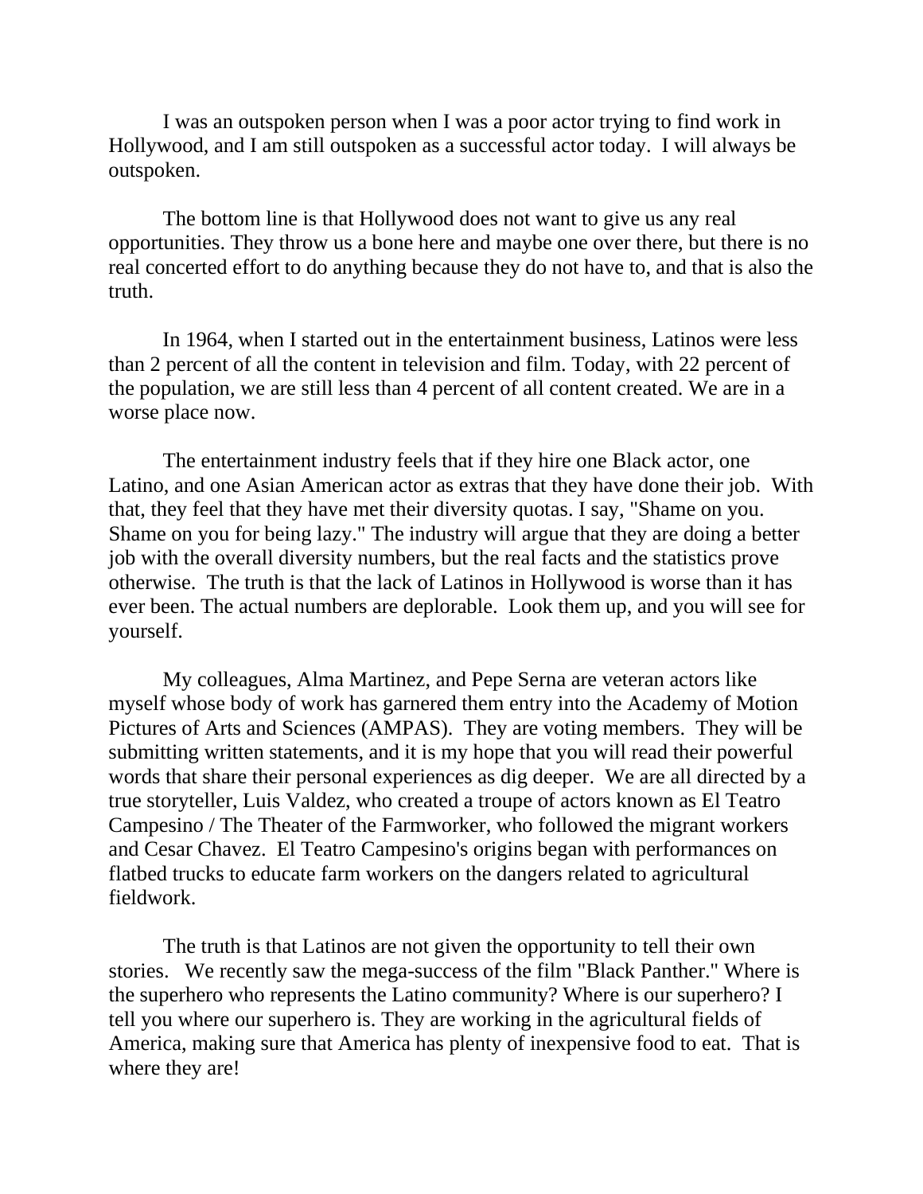I was an outspoken person when I was a poor actor trying to find work in Hollywood, and I am still outspoken as a successful actor today. I will always be outspoken.

The bottom line is that Hollywood does not want to give us any real opportunities. They throw us a bone here and maybe one over there, but there is no real concerted effort to do anything because they do not have to, and that is also the truth.

In 1964, when I started out in the entertainment business, Latinos were less than 2 percent of all the content in television and film. Today, with 22 percent of the population, we are still less than 4 percent of all content created. We are in a worse place now.

The entertainment industry feels that if they hire one Black actor, one Latino, and one Asian American actor as extras that they have done their job. With that, they feel that they have met their diversity quotas. I say, "Shame on you. Shame on you for being lazy." The industry will argue that they are doing a better job with the overall diversity numbers, but the real facts and the statistics prove otherwise. The truth is that the lack of Latinos in Hollywood is worse than it has ever been. The actual numbers are deplorable. Look them up, and you will see for yourself.

My colleagues, Alma Martinez, and Pepe Serna are veteran actors like myself whose body of work has garnered them entry into the Academy of Motion Pictures of Arts and Sciences (AMPAS). They are voting members. They will be submitting written statements, and it is my hope that you will read their powerful words that share their personal experiences as dig deeper. We are all directed by a true storyteller, Luis Valdez, who created a troupe of actors known as El Teatro Campesino / The Theater of the Farmworker, who followed the migrant workers and Cesar Chavez. El Teatro Campesino's origins began with performances on flatbed trucks to educate farm workers on the dangers related to agricultural fieldwork.

The truth is that Latinos are not given the opportunity to tell their own stories. We recently saw the mega-success of the film "Black Panther." Where is the superhero who represents the Latino community? Where is our superhero? I tell you where our superhero is. They are working in the agricultural fields of America, making sure that America has plenty of inexpensive food to eat. That is where they are!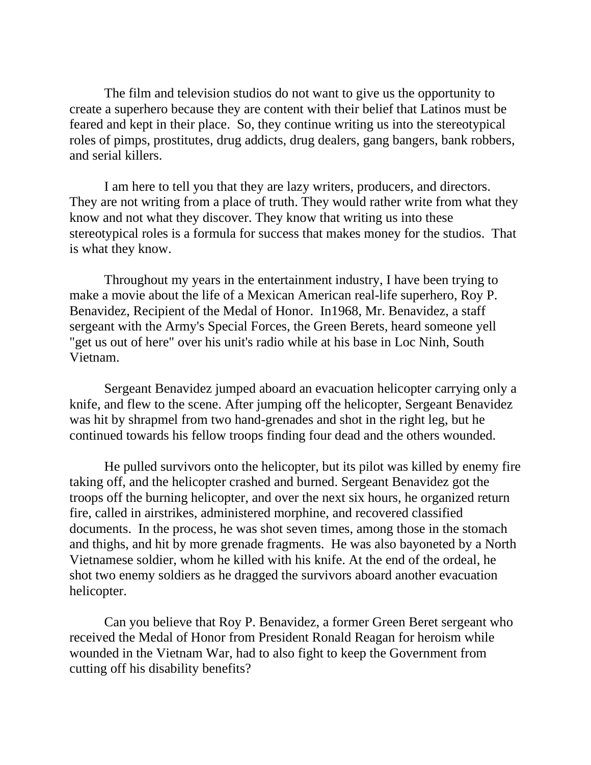The film and television studios do not want to give us the opportunity to create a superhero because they are content with their belief that Latinos must be feared and kept in their place. So, they continue writing us into the stereotypical roles of pimps, prostitutes, drug addicts, drug dealers, gang bangers, bank robbers, and serial killers.

I am here to tell you that they are lazy writers, producers, and directors. They are not writing from a place of truth. They would rather write from what they know and not what they discover. They know that writing us into these stereotypical roles is a formula for success that makes money for the studios. That is what they know.

Throughout my years in the entertainment industry, I have been trying to make a movie about the life of a Mexican American real-life superhero, Roy P. Benavidez, Recipient of the Medal of Honor. In1968, Mr. Benavidez, a staff sergeant with the Army's Special Forces, the Green Berets, heard someone yell "get us out of here" over his unit's radio while at his base in Loc Ninh, South Vietnam.

Sergeant Benavidez jumped aboard an evacuation helicopter carrying only a knife, and flew to the scene. After jumping off the helicopter, Sergeant Benavidez was hit by shrapmel from two hand-grenades and shot in the right leg, but he continued towards his fellow troops finding four dead and the others wounded.

He pulled survivors onto the helicopter, but its pilot was killed by enemy fire taking off, and the helicopter crashed and burned. Sergeant Benavidez got the troops off the burning helicopter, and over the next six hours, he organized return fire, called in airstrikes, administered morphine, and recovered classified documents. In the process, he was shot seven times, among those in the stomach and thighs, and hit by more grenade fragments. He was also bayoneted by a North Vietnamese soldier, whom he killed with his knife. At the end of the ordeal, he shot two enemy soldiers as he dragged the survivors aboard another evacuation helicopter.

Can you believe that Roy P. Benavidez, a former Green Beret sergeant who received the Medal of Honor from President Ronald Reagan for heroism while wounded in the Vietnam War, had to also fight to keep the Government from cutting off his disability benefits?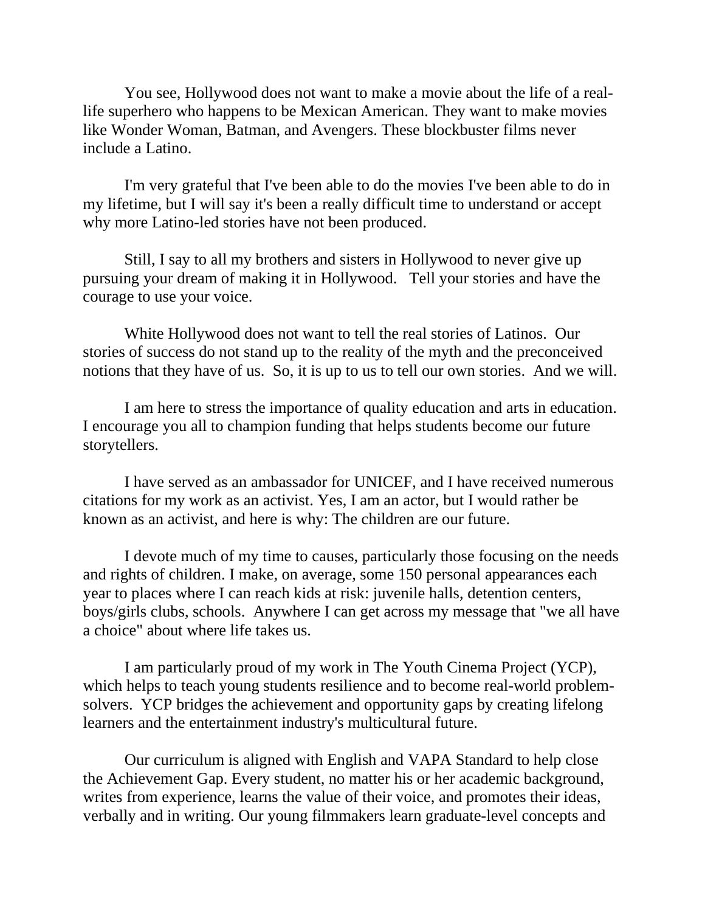You see, Hollywood does not want to make a movie about the life of a real-life superhero who happens to be Mexican American. They want to make movies like Wonder Woman, Batman, and Avengers. These blockbuster films never include a Latino.

I'm very grateful that I've been able to do the movies I've been able to do in my lifetime, but I will say it's been a really difficult time to understand or accept why more Latino-led stories have not been produced.

Still, I say to all my brothers and sisters in Hollywood to never give up pursuing your dream of making it in Hollywood. Tell your stories and have the courage to use your voice.

White Hollywood does not want to tell the real stories of Latinos. Our stories of success do not stand up to the reality of the myth and the preconceived notions that they have of us. So, it is up to us to tell our own stories. And we will.

I am here to stress the importance of quality education and arts in education. I encourage you all to champion funding that helps students become our future storytellers.

I have served as an ambassador for UNICEF, and I have received numerous citations for my work as an activist. Yes, I am an actor, but I would rather be known as an activist, and here is why: The children are our future.

I devote much of my time to causes, particularly those focusing on the needs and rights of children. I make, on average, some 150 personal appearances each year to places where I can reach kids at risk: juvenile halls, detention centers, boys/girls clubs, schools. Anywhere I can get across my message that "we all have a choice" about where life takes us.

I am particularly proud of my work in The Youth Cinema Project (YCP), which helps to teach young students resilience and to become real-world problem-solvers. YCP bridges the achievement and opportunity gaps by creating lifelong learners and the entertainment industry's multicultural future.

Our curriculum is aligned with English and VAPA Standard to help close the Achievement Gap. Every student, no matter his or her academic background, writes from experience, learns the value of their voice, and promotes their ideas, verbally and in writing. Our young filmmakers learn graduate-level concepts and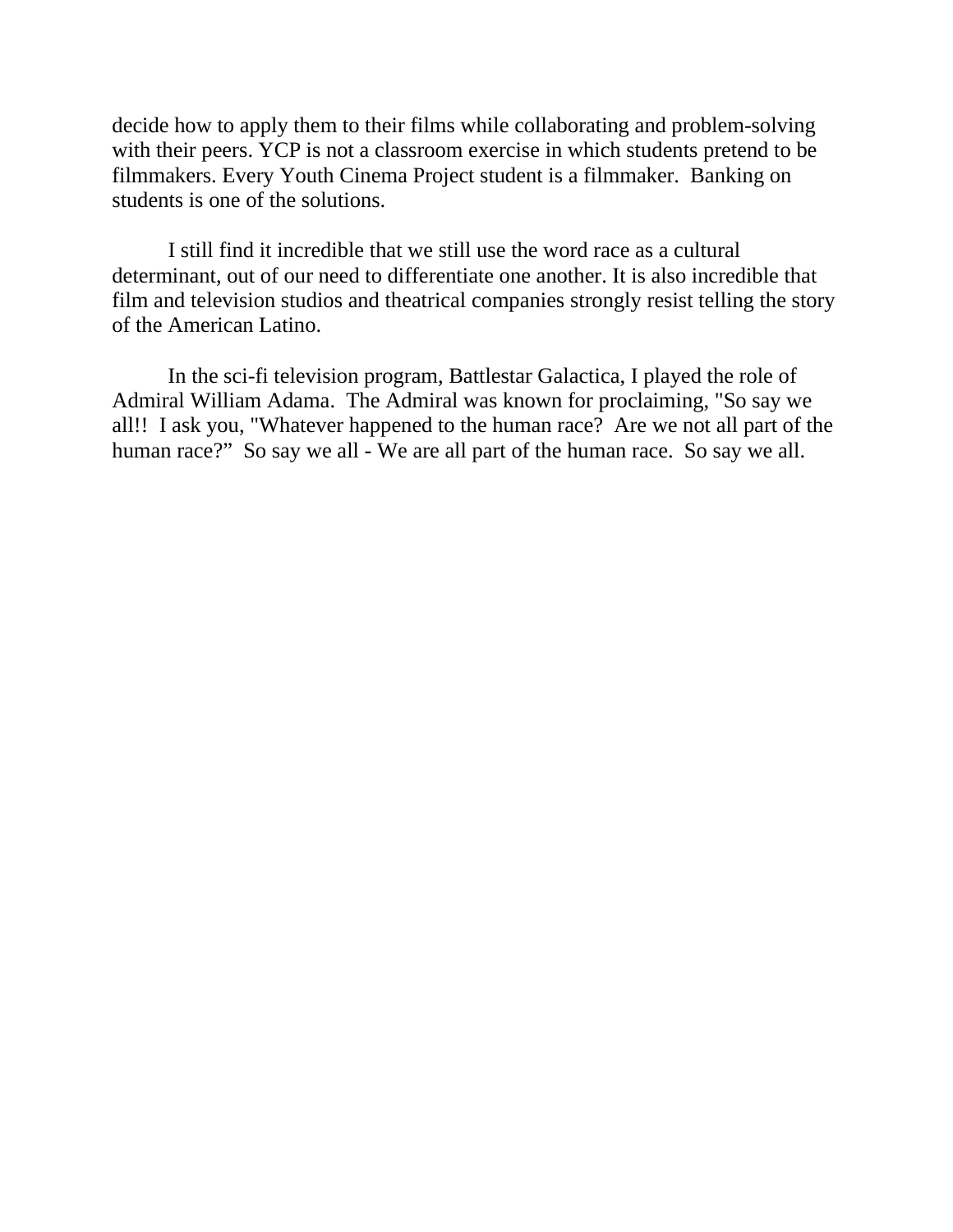decide how to apply them to their films while collaborating and problem-solving with their peers. YCP is not a classroom exercise in which students pretend to be filmmakers. Every Youth Cinema Project student is a filmmaker. Banking on students is one of the solutions.

I still find it incredible that we still use the word race as a cultural determinant, out of our need to differentiate one another. It is also incredible that film and television studios and theatrical companies strongly resist telling the story of the American Latino.

In the sci-fi television program, Battlestar Galactica, I played the role of Admiral William Adama. The Admiral was known for proclaiming, "So say we all!! I ask you, "Whatever happened to the human race? Are we not all part of the human race?" So say we all - We are all part of the human race. So say we all.